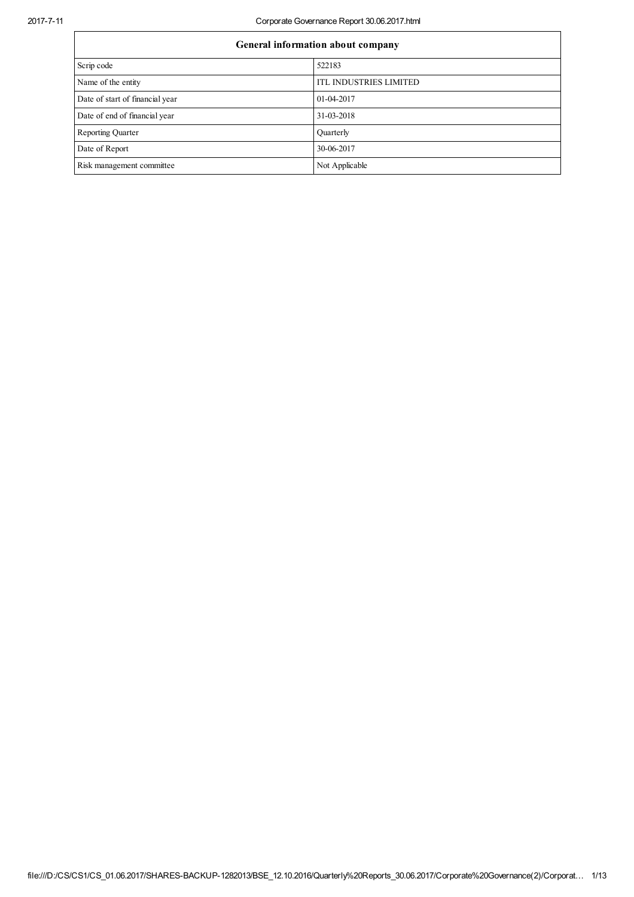| General information about company | |
| --- | --- |
| Scrip code | 522183 |
| Name of the entity | ITL INDUSTRIES LIMITED |
| Date of start of financial year | 01-04-2017 |
| Date of end of financial year | 31-03-2018 |
| Reporting Quarter | Quarterly |
| Date of Report | 30-06-2017 |
| Risk management committee | Not Applicable |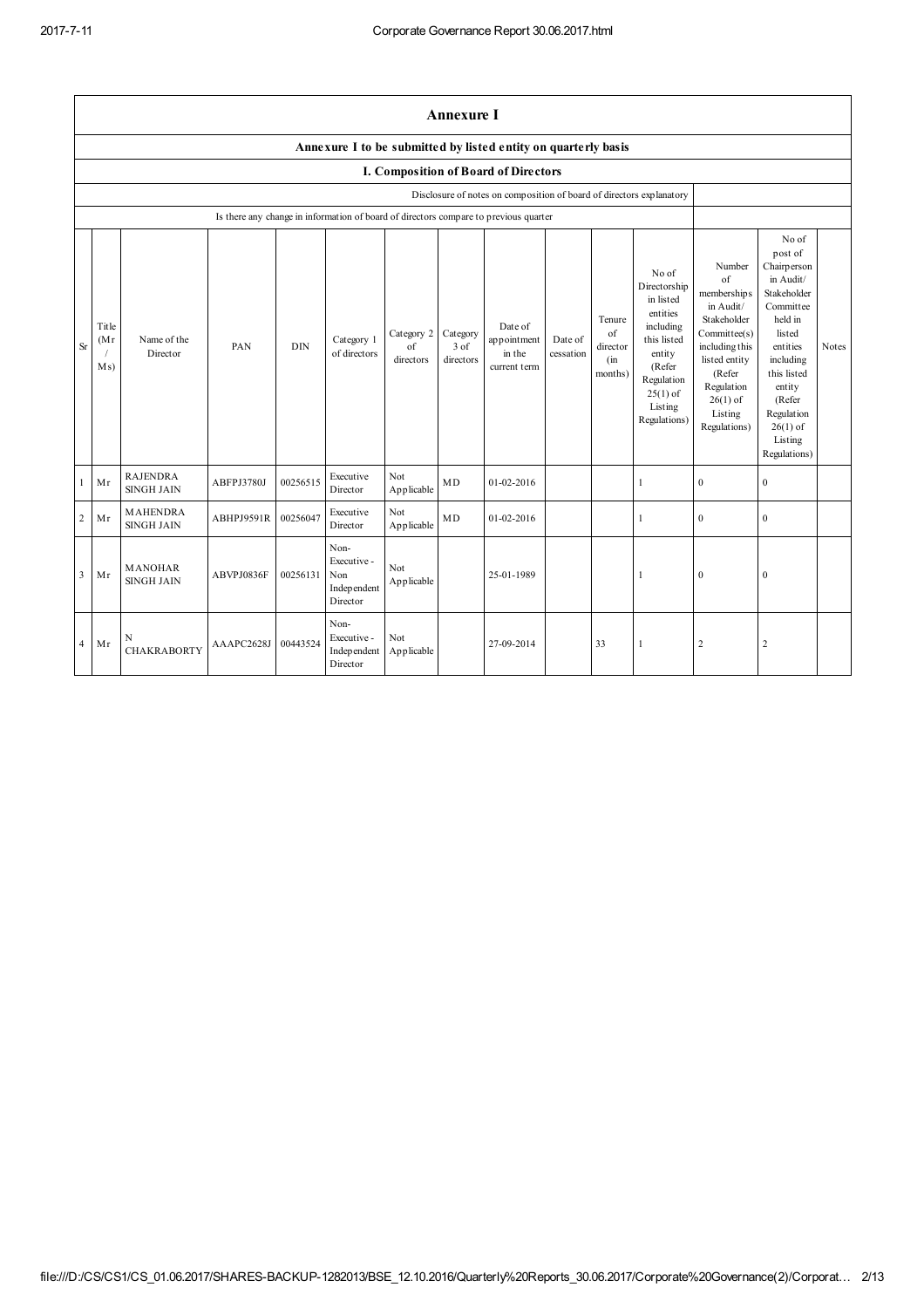# Annexure I

## Annexure I to be submitted by listed entity on quarterly basis

### I. Composition of Board of Directors

Disclosure of notes on composition of board of directors explanatory

Is there any change in information of board of directors compare to previous quarter

| Sr | Title (Mr / Ms) | Name of the Director | PAN | DIN | Category 1 of directors | Category 2 of directors | Category 3 of directors | Date of appointment in the current term | Date of cessation | Tenure of director (in months) | No of Directorship in listed entities including this listed entity (Refer Regulation 25(1) of Listing Regulations) | Number of memberships in Audit/ Stakeholder Committee(s) including this listed entity (Refer Regulation 26(1) of Listing Regulations) | No of post of Chairperson in Audit/ Stakeholder Committee held in listed entities including this listed entity (Refer Regulation 26(1) of Listing Regulations) | Notes |
|---|---|---|---|---|---|---|---|---|---|---|---|---|---|---|
| 1 | Mr | RAJENDRA SINGH JAIN | ABFPJ3780J | 00256515 | Executive Director | Not Applicable | MD | 01-02-2016 | | | 1 | 0 | 0 | |
| 2 | Mr | MAHENDRA SINGH JAIN | ABHPJ9591R | 00256047 | Executive Director | Not Applicable | MD | 01-02-2016 | | | 1 | 0 | 0 | |
| 3 | Mr | MANOHAR SINGH JAIN | ABVPJ0836F | 00256131 | Non-Executive - Non Independent Director | Not Applicable | | 25-01-1989 | | | 1 | 0 | 0 | |
| 4 | Mr | N CHAKRABORTY | AAAPC2628J | 00443524 | Non-Executive - Independent Director | Not Applicable | | 27-09-2014 | | 33 | 1 | 2 | 2 | |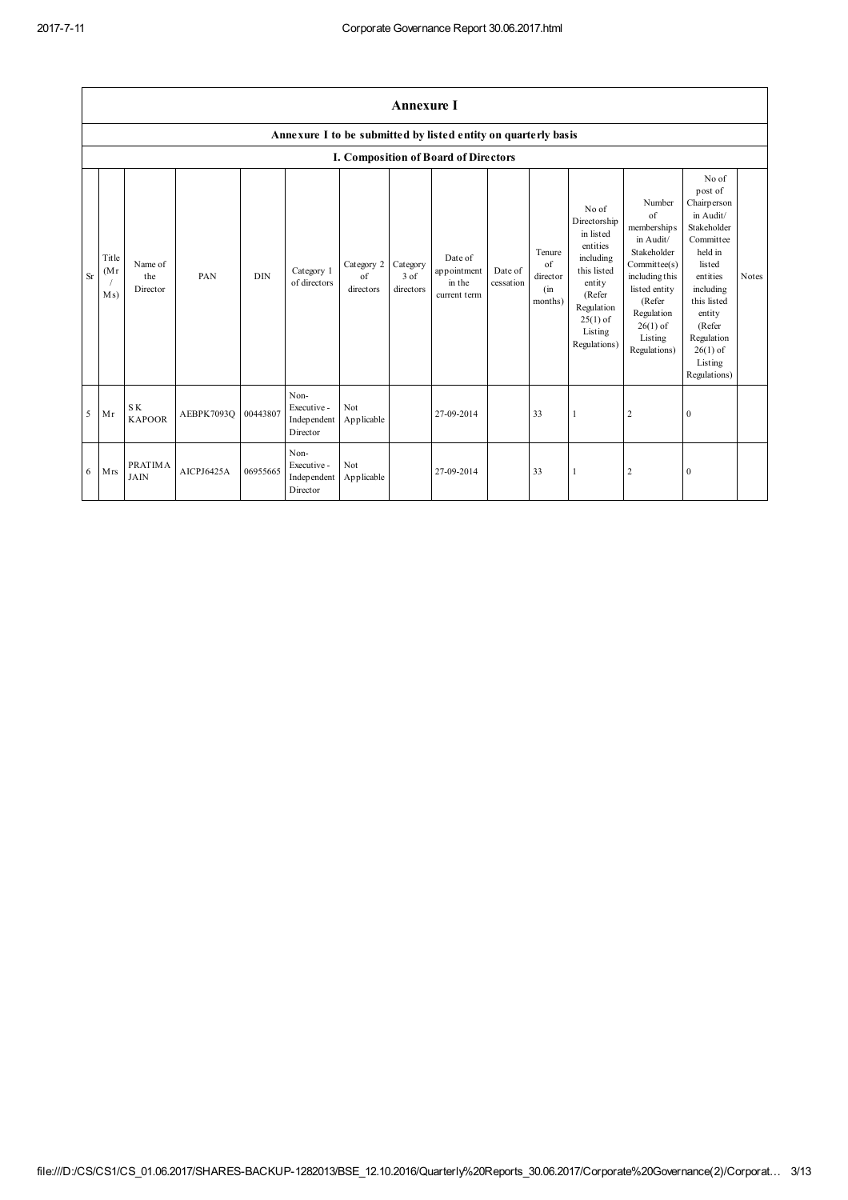## Annexure I

### Annexure I to be submitted by listed entity on quarterly basis

### I. Composition of Board of Directors

| Sr | Title (Mr / Ms) | Name of the Director | PAN | DIN | Category 1 of directors | Category 2 of directors | Category 3 of directors | Date of appointment in the current term | Date of cessation | Tenure of director (in months) | No of Directorship in listed entities including this listed entity (Refer Regulation 25(1) of Listing Regulations) | Number of memberships in Audit/ Stakeholder Committee(s) including this listed entity (Refer Regulation 26(1) of Listing Regulations) | No of post of Chairperson in Audit/ Stakeholder Committee held in listed entities including this listed entity (Refer Regulation 26(1) of Listing Regulations) | Notes |
|---|---|---|---|---|---|---|---|---|---|---|---|---|---|---|
| 5 | Mr | S K KAPOOR | AEBPK7093Q | 00443807 | Non-Executive - Independent Director | Not Applicable | | 27-09-2014 | | 33 | 1 | 2 | 0 | |
| 6 | Mrs | PRATIMA JAIN | AICPJ6425A | 06955665 | Non-Executive - Independent Director | Not Applicable | | 27-09-2014 | | 33 | 1 | 2 | 0 | |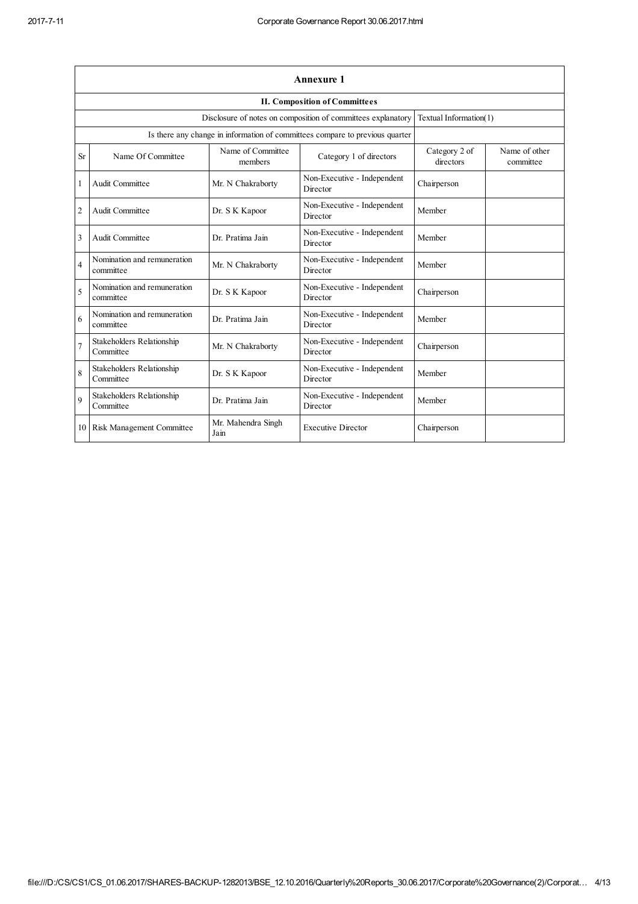| Annexure 1 | | | | | |
|---|---|---|---|---|---|
| **II. Composition of Committees** | | | | | |
| Disclosure of notes on composition of committees explanatory | | | | Textual Information(1) | |
| Is there any change in information of committees compare to previous quarter | | | | | |
| Sr | Name Of Committee | Name of Committee members | Category 1 of directors | Category 2 of directors | Name of other committee |
| 1 | Audit Committee | Mr. N Chakraborty | Non-Executive - Independent Director | Chairperson | |
| 2 | Audit Committee | Dr. S K Kapoor | Non-Executive - Independent Director | Member | |
| 3 | Audit Committee | Dr. Pratima Jain | Non-Executive - Independent Director | Member | |
| 4 | Nomination and remuneration committee | Mr. N Chakraborty | Non-Executive - Independent Director | Member | |
| 5 | Nomination and remuneration committee | Dr. S K Kapoor | Non-Executive - Independent Director | Chairperson | |
| 6 | Nomination and remuneration committee | Dr. Pratima Jain | Non-Executive - Independent Director | Member | |
| 7 | Stakeholders Relationship Committee | Mr. N Chakraborty | Non-Executive - Independent Director | Chairperson | |
| 8 | Stakeholders Relationship Committee | Dr. S K Kapoor | Non-Executive - Independent Director | Member | |
| 9 | Stakeholders Relationship Committee | Dr. Pratima Jain | Non-Executive - Independent Director | Member | |
| 10 | Risk Management Committee | Mr. Mahendra Singh Jain | Executive Director | Chairperson | |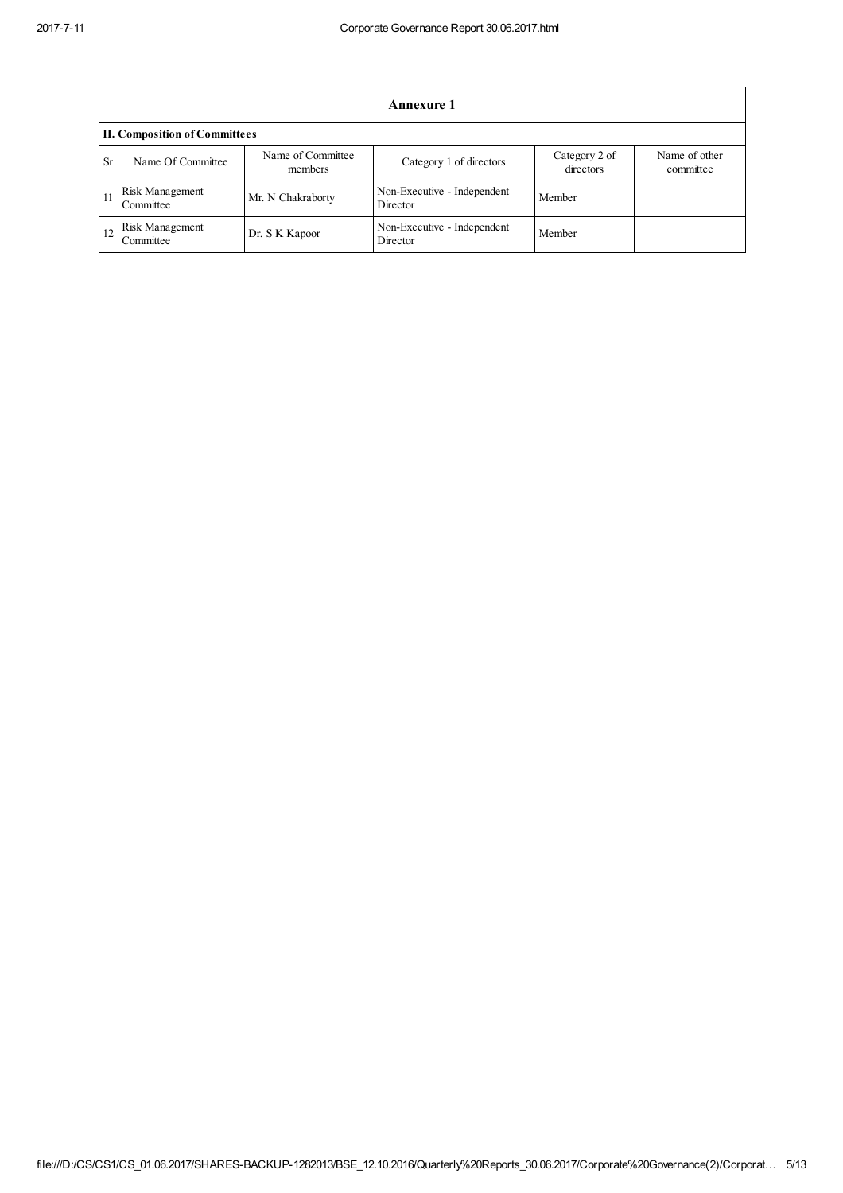## Annexure 1

### II. Composition of Committees

| Sr | Name Of Committee | Name of Committee members | Category 1 of directors | Category 2 of directors | Name of other committee |
|---|---|---|---|---|---|
| 11 | Risk Management Committee | Mr. N Chakraborty | Non-Executive - Independent Director | Member | |
| 12 | Risk Management Committee | Dr. S K Kapoor | Non-Executive - Independent Director | Member | |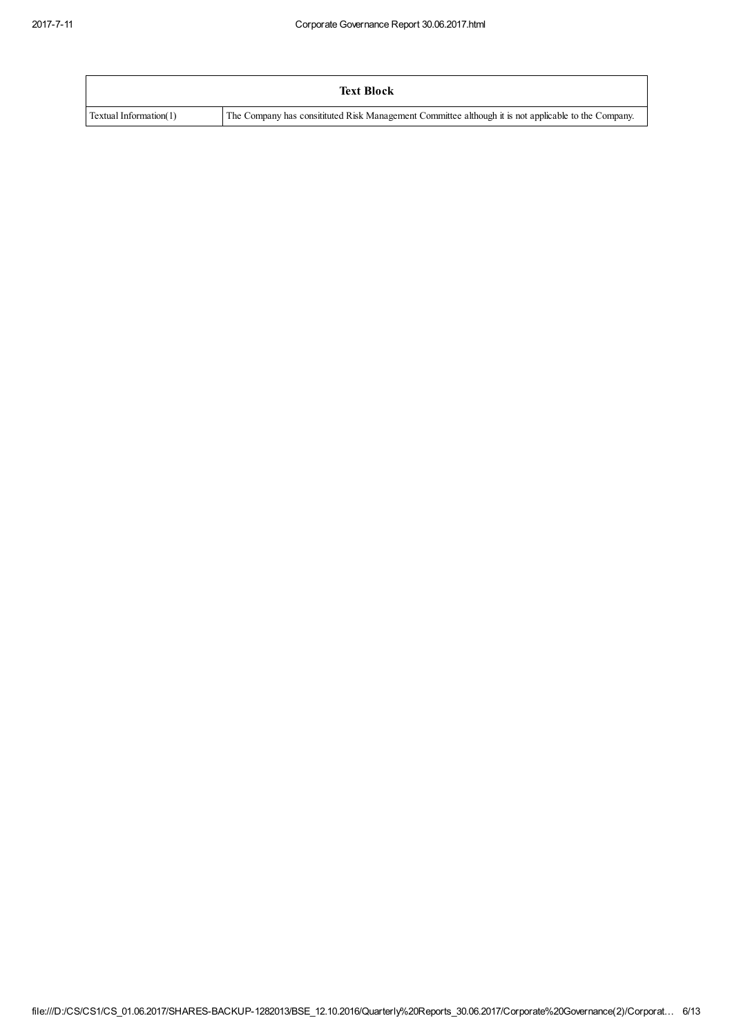| Text Block | |
|---|---|
| Textual Information(1) | The Company has consitituted Risk Management Committee although it is not applicable to the Company. |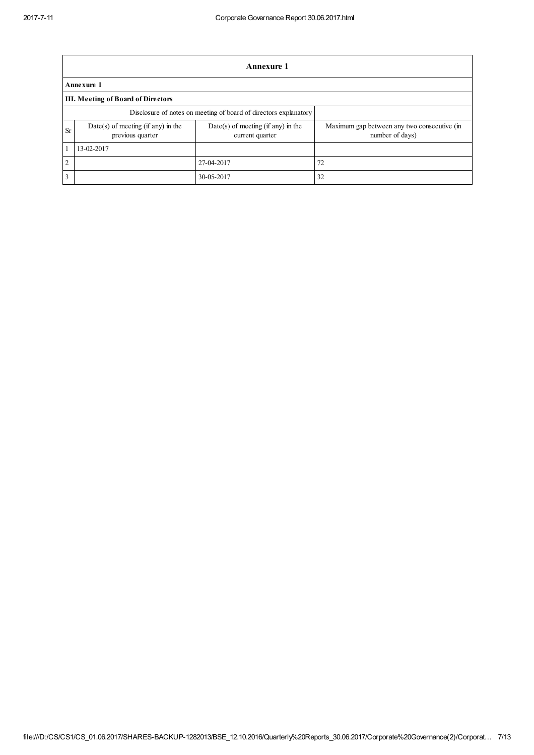## Annexure 1

**Annexure 1**

**III. Meeting of Board of Directors**

| Disclosure of notes on meeting of board of directors explanatory | | | |
|---|---|---|---|
| Sr | Date(s) of meeting (if any) in the previous quarter | Date(s) of meeting (if any) in the current quarter | Maximum gap between any two consecutive (in number of days) |
| 1 | 13-02-2017 | | |
| 2 | | 27-04-2017 | 72 |
| 3 | | 30-05-2017 | 32 |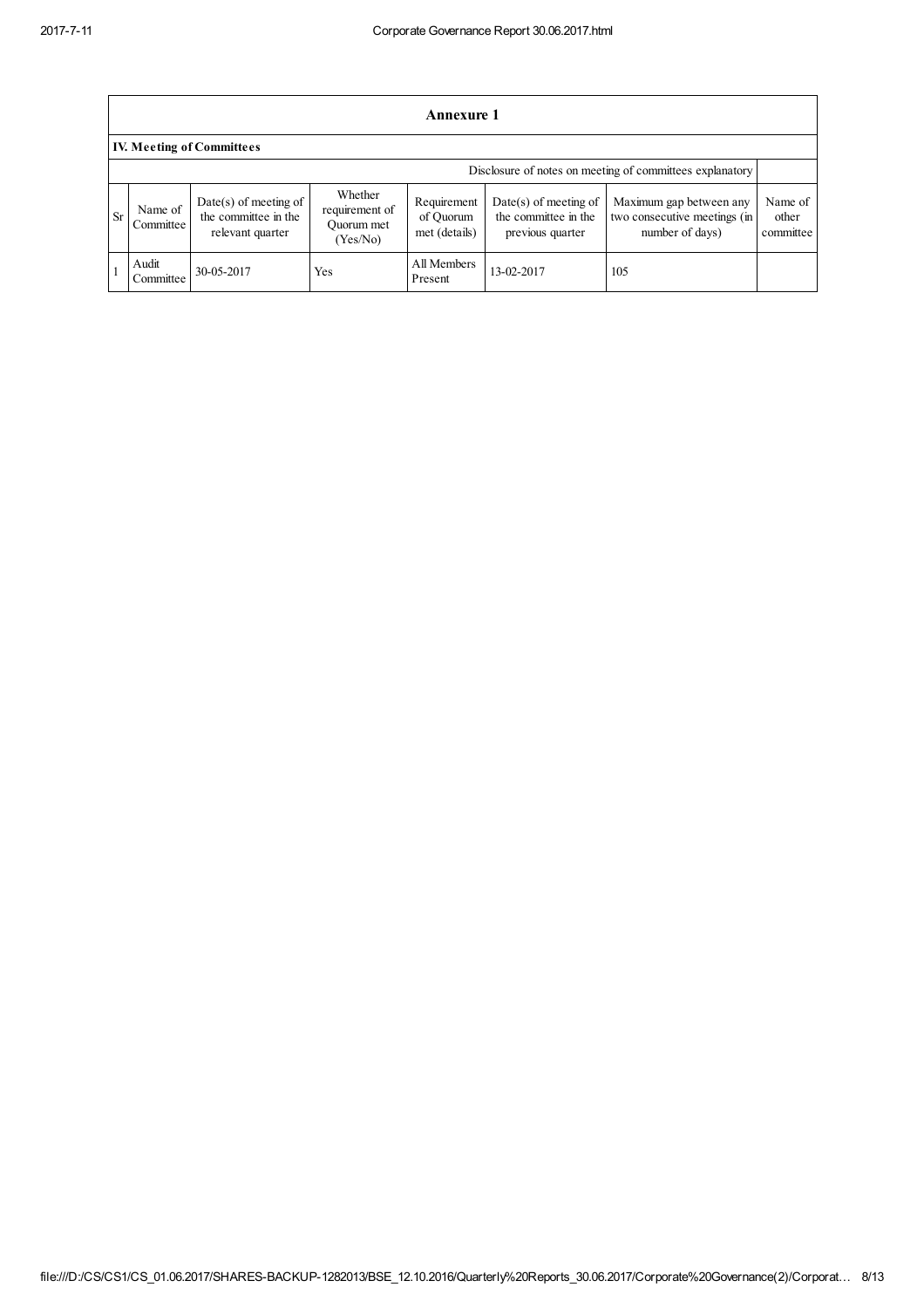## Annexure 1

### IV. Meeting of Committees

Disclosure of notes on meeting of committees explanatory

| Sr | Name of Committee | Date(s) of meeting of the committee in the relevant quarter | Whether requirement of Quorum met (Yes/No) | Requirement of Quorum met (details) | Date(s) of meeting of the committee in the previous quarter | Maximum gap between any two consecutive meetings (in number of days) | Name of other committee |
|---|---|---|---|---|---|---|---|
| 1 | Audit Committee | 30-05-2017 | Yes | All Members Present | 13-02-2017 | 105 | |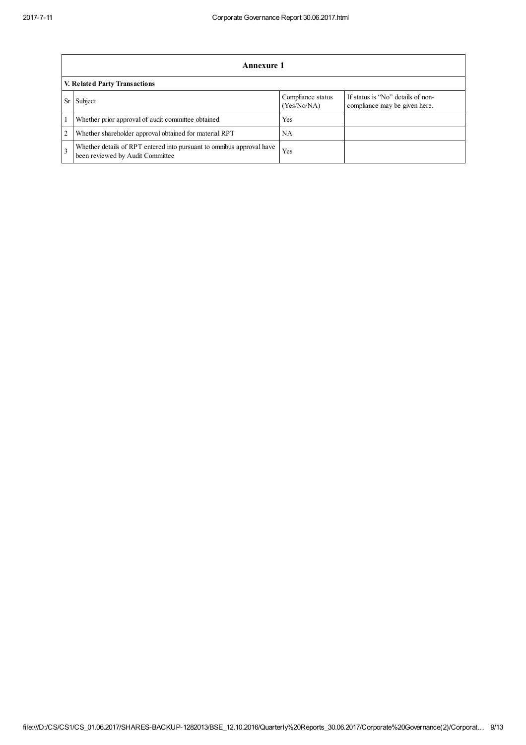## Annexure 1

### V. Related Party Transactions

| Sr | Subject | Compliance status (Yes/No/NA) | If status is "No" details of non-compliance may be given here. |
|---|---|---|---|
| 1 | Whether prior approval of audit committee obtained | Yes | |
| 2 | Whether shareholder approval obtained for material RPT | NA | |
| 3 | Whether details of RPT entered into pursuant to omnibus approval have been reviewed by Audit Committee | Yes | |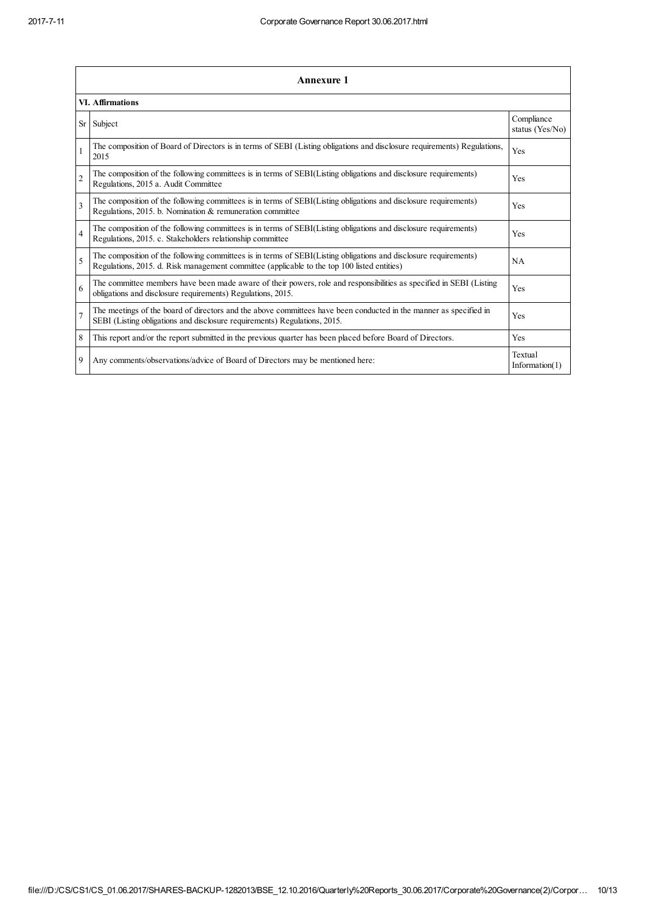## Annexure 1

### VI. Affirmations

| Sr | Subject | Compliance status (Yes/No) |
|---|---|---|
| 1 | The composition of Board of Directors is in terms of SEBI (Listing obligations and disclosure requirements) Regulations, 2015 | Yes |
| 2 | The composition of the following committees is in terms of SEBI(Listing obligations and disclosure requirements) Regulations, 2015 a. Audit Committee | Yes |
| 3 | The composition of the following committees is in terms of SEBI(Listing obligations and disclosure requirements) Regulations, 2015. b. Nomination & remuneration committee | Yes |
| 4 | The composition of the following committees is in terms of SEBI(Listing obligations and disclosure requirements) Regulations, 2015. c. Stakeholders relationship committee | Yes |
| 5 | The composition of the following committees is in terms of SEBI(Listing obligations and disclosure requirements) Regulations, 2015. d. Risk management committee (applicable to the top 100 listed entities) | NA |
| 6 | The committee members have been made aware of their powers, role and responsibilities as specified in SEBI (Listing obligations and disclosure requirements) Regulations, 2015. | Yes |
| 7 | The meetings of the board of directors and the above committees have been conducted in the manner as specified in SEBI (Listing obligations and disclosure requirements) Regulations, 2015. | Yes |
| 8 | This report and/or the report submitted in the previous quarter has been placed before Board of Directors. | Yes |
| 9 | Any comments/observations/advice of Board of Directors may be mentioned here: | Textual Information(1) |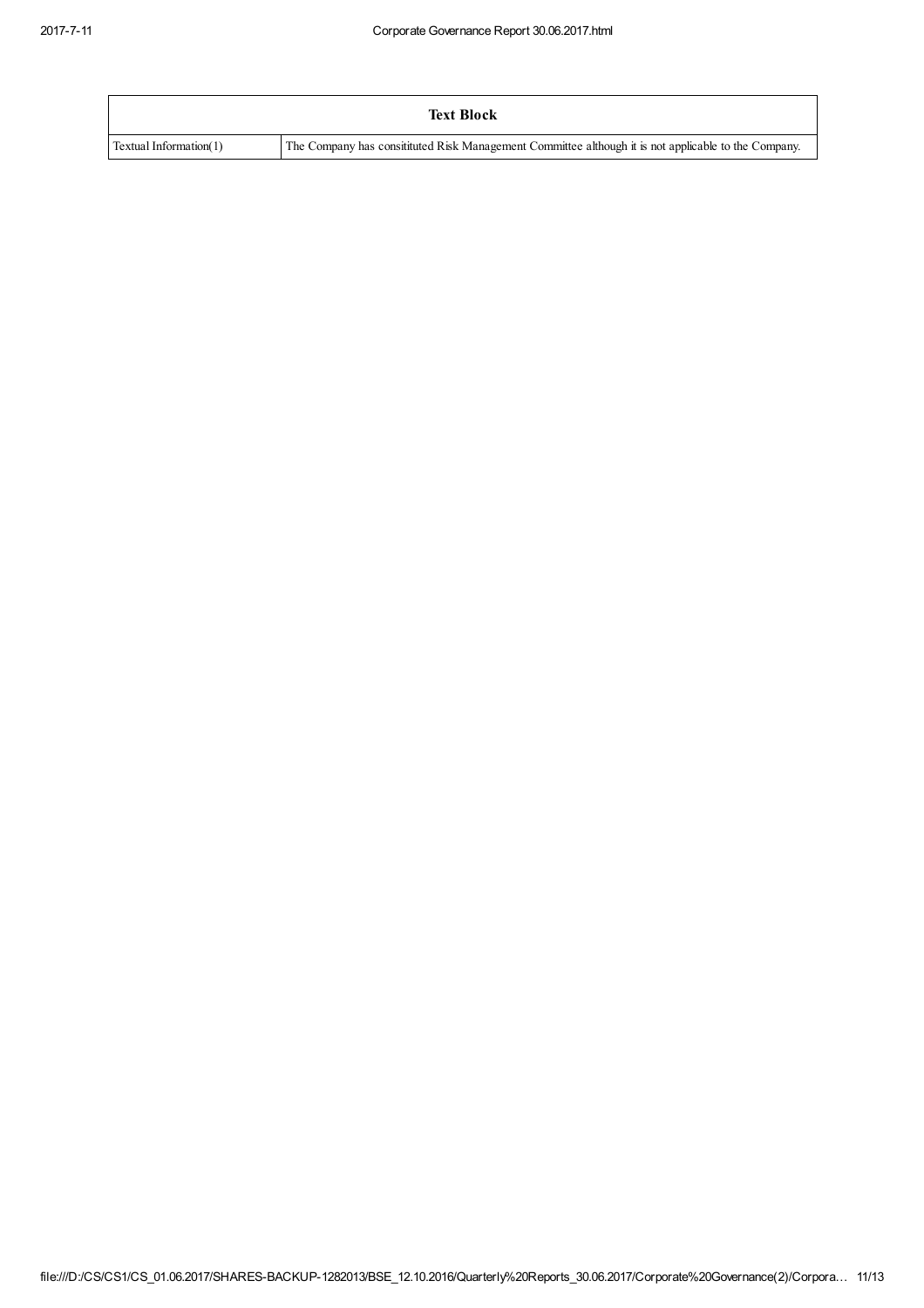| Text Block | |
| --- | --- |
| Textual Information(1) | The Company has consitituted Risk Management Committee although it is not applicable to the Company. |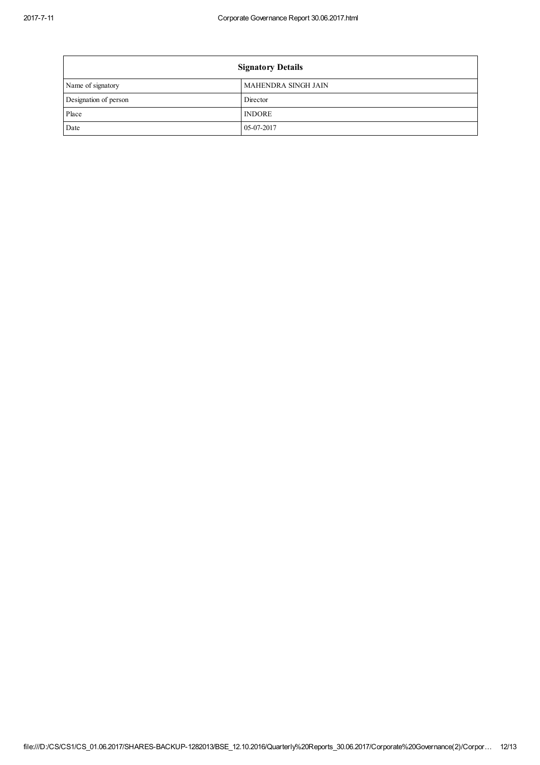| Signatory Details | |
|---|---|
| Name of signatory | MAHENDRA SINGH JAIN |
| Designation of person | Director |
| Place | INDORE |
| Date | 05-07-2017 |